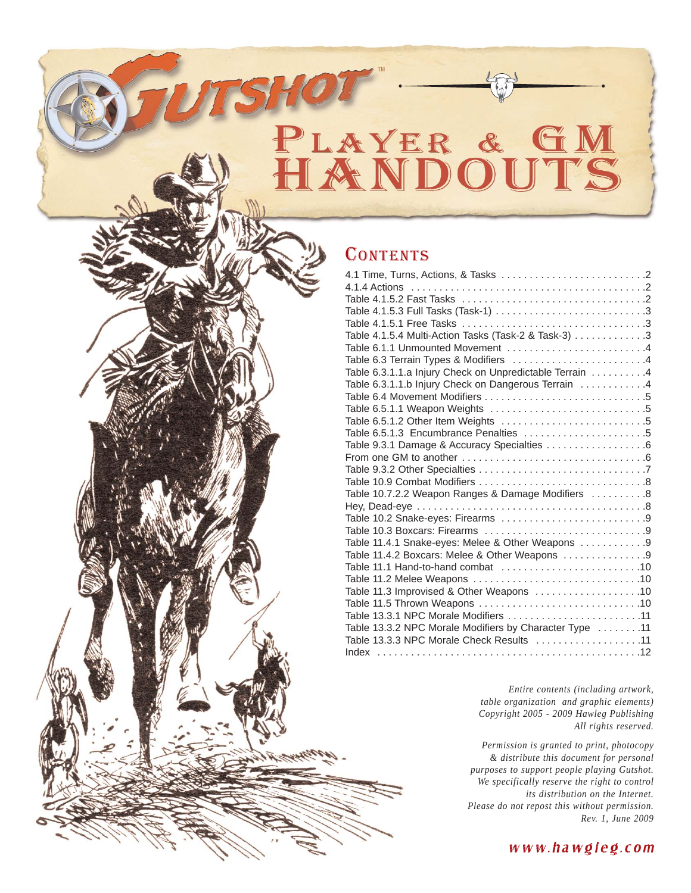# Gutshot™ Player & GM Handouts

## Contents

| | |
|---|---|
| 4.1 Time, Turns, Actions, & Tasks | 2 |
| 4.1.4 Actions | 2 |
| Table 4.1.5.2 Fast Tasks | 2 |
| Table 4.1.5.3 Full Tasks (Task-1) | 3 |
| Table 4.1.5.1 Free Tasks | 3 |
| Table 4.1.5.4 Multi-Action Tasks (Task-2 & Task-3) | 3 |
| Table 6.1.1 Unmounted Movement | 4 |
| Table 6.3 Terrain Types & Modifiers | 4 |
| Table 6.3.1.1.a Injury Check on Unpredictable Terrain | 4 |
| Table 6.3.1.1.b Injury Check on Dangerous Terrain | 4 |
| Table 6.4 Movement Modifiers | 5 |
| Table 6.5.1.1 Weapon Weights | 5 |
| Table 6.5.1.2 Other Item Weights | 5 |
| Table 6.5.1.3 Encumbrance Penalties | 5 |
| Table 9.3.1 Damage & Accuracy Specialties | 6 |
| From one GM to another | 6 |
| Table 9.3.2 Other Specialties | 7 |
| Table 10.9 Combat Modifiers | 8 |
| Table 10.7.2.2 Weapon Ranges & Damage Modifiers | 8 |
| Hey, Dead-eye | 8 |
| Table 10.2 Snake-eyes: Firearms | 9 |
| Table 10.3 Boxcars: Firearms | 9 |
| Table 11.4.1 Snake-eyes: Melee & Other Weapons | 9 |
| Table 11.4.2 Boxcars: Melee & Other Weapons | 9 |
| Table 11.1 Hand-to-hand combat | 10 |
| Table 11.2 Melee Weapons | 10 |
| Table 11.3 Improvised & Other Weapons | 10 |
| Table 11.5 Thrown Weapons | 10 |
| Table 13.3.1 NPC Morale Modifiers | 11 |
| Table 13.3.2 NPC Morale Modifiers by Character Type | 11 |
| Table 13.3.3 NPC Morale Check Results | 11 |
| Index | 12 |

*Entire contents (including artwork, table organization and graphic elements) Copyright 2005 - 2009 Hawleg Publishing All rights reserved.*

*Permission is granted to print, photocopy & distribute this document for personal purposes to support people playing Gutshot. We specifically reserve the right to control its distribution on the Internet. Please do not repost this without permission. Rev. 1, June 2009*

*www.hawgleg.com*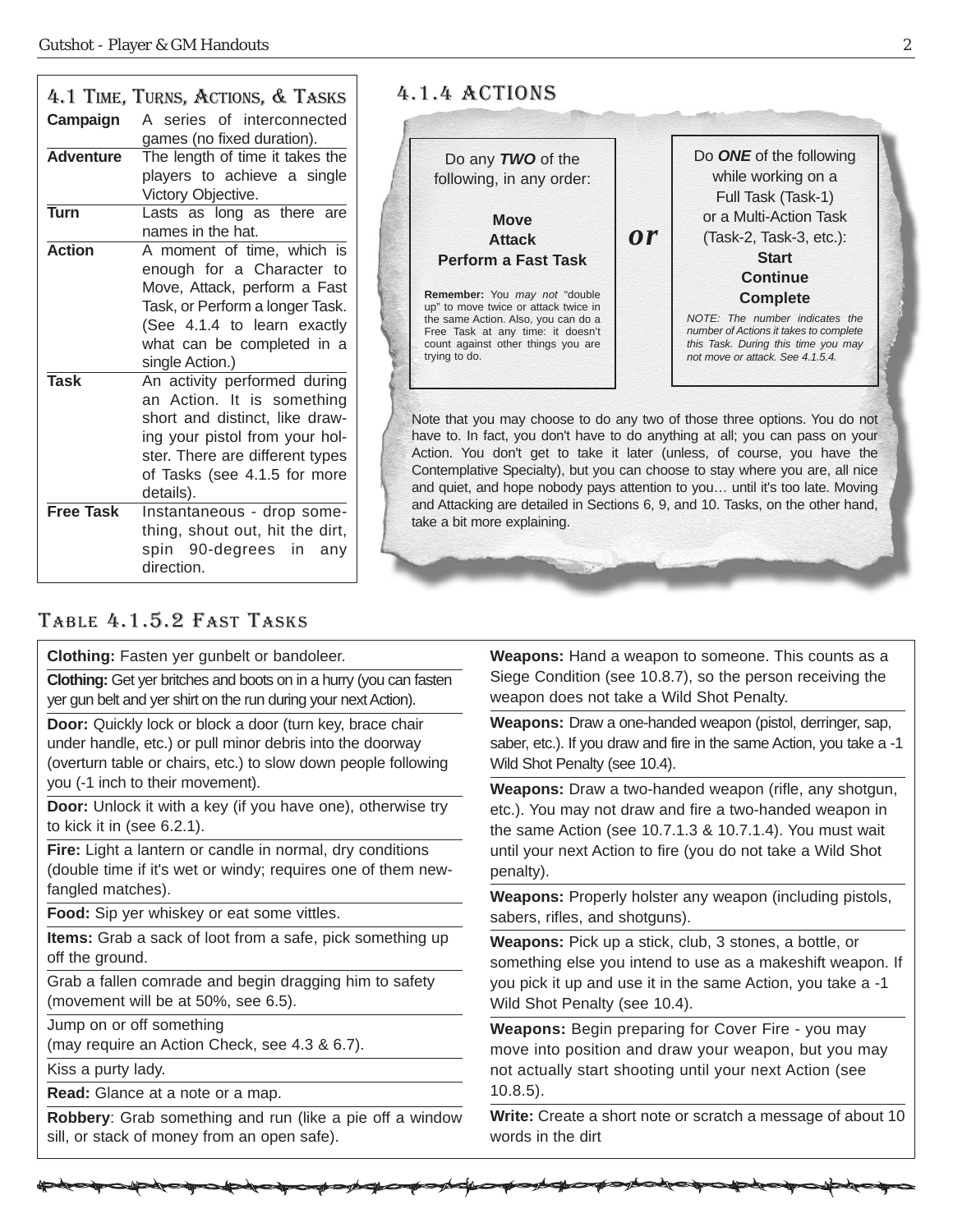## 4.1 Time, Turns, Actions, & Tasks

| Term | Definition |
|---|---|
| **Campaign** | A series of interconnected games (no fixed duration). |
| **Adventure** | The length of time it takes the players to achieve a single Victory Objective. |
| **Turn** | Lasts as long as there are names in the hat. |
| **Action** | A moment of time, which is enough for a Character to Move, Attack, perform a Fast Task, or Perform a longer Task. (See 4.1.4 to learn exactly what can be completed in a single Action.) |
| **Task** | An activity performed during an Action. It is something short and distinct, like drawing your pistol from your holster. There are different types of Tasks (see 4.1.5 for more details). |
| **Free Task** | Instantaneous - drop something, shout out, hit the dirt, spin 90-degrees in any direction. |

## 4.1.4 Actions

Do any ***TWO*** of the following, in any order:

**Move**
**Attack**
**Perform a Fast Task**

**Remember:** You *may not* "double up" to move twice or attack twice in the same Action. Also, you can do a Free Task at any time: it doesn't count against other things you are trying to do.

***or***

Do ***ONE*** of the following while working on a Full Task (Task-1) or a Multi-Action Task (Task-2, Task-3, etc.):

**Start**
**Continue**
**Complete**

*NOTE: The number indicates the number of Actions it takes to complete this Task. During this time you may not move or attack. See 4.1.5.4.*

Note that you may choose to do any two of those three options. You do not have to. In fact, you don't have to do anything at all; you can pass on your Action. You don't get to take it later (unless, of course, you have the Contemplative Specialty), but you can choose to stay where you are, all nice and quiet, and hope nobody pays attention to you… until it's too late. Moving and Attacking are detailed in Sections 6, 9, and 10. Tasks, on the other hand, take a bit more explaining.

## Table 4.1.5.2 Fast Tasks

- **Clothing:** Fasten yer gunbelt or bandoleer.
- **Clothing:** Get yer britches and boots on in a hurry (you can fasten yer gun belt and yer shirt on the run during your next Action).
- **Door:** Quickly lock or block a door (turn key, brace chair under handle, etc.) or pull minor debris into the doorway (overturn table or chairs, etc.) to slow down people following you (-1 inch to their movement).
- **Door:** Unlock it with a key (if you have one), otherwise try to kick it in (see 6.2.1).
- **Fire:** Light a lantern or candle in normal, dry conditions (double time if it's wet or windy; requires one of them new-fangled matches).
- **Food:** Sip yer whiskey or eat some vittles.
- **Items:** Grab a sack of loot from a safe, pick something up off the ground.
- Grab a fallen comrade and begin dragging him to safety (movement will be at 50%, see 6.5).
- Jump on or off something (may require an Action Check, see 4.3 & 6.7).
- Kiss a purty lady.
- **Read:** Glance at a note or a map.
- **Robbery**: Grab something and run (like a pie off a window sill, or stack of money from an open safe).
- **Weapons:** Hand a weapon to someone. This counts as a Siege Condition (see 10.8.7), so the person receiving the weapon does not take a Wild Shot Penalty.
- **Weapons:** Draw a one-handed weapon (pistol, derringer, sap, saber, etc.). If you draw and fire in the same Action, you take a -1 Wild Shot Penalty (see 10.4).
- **Weapons:** Draw a two-handed weapon (rifle, any shotgun, etc.). You may not draw and fire a two-handed weapon in the same Action (see 10.7.1.3 & 10.7.1.4). You must wait until your next Action to fire (you do not take a Wild Shot penalty).
- **Weapons:** Properly holster any weapon (including pistols, sabers, rifles, and shotguns).
- **Weapons:** Pick up a stick, club, 3 stones, a bottle, or something else you intend to use as a makeshift weapon. If you pick it up and use it in the same Action, you take a -1 Wild Shot Penalty (see 10.4).
- **Weapons:** Begin preparing for Cover Fire - you may move into position and draw your weapon, but you may not actually start shooting until your next Action (see 10.8.5).
- **Write:** Create a short note or scratch a message of about 10 words in the dirt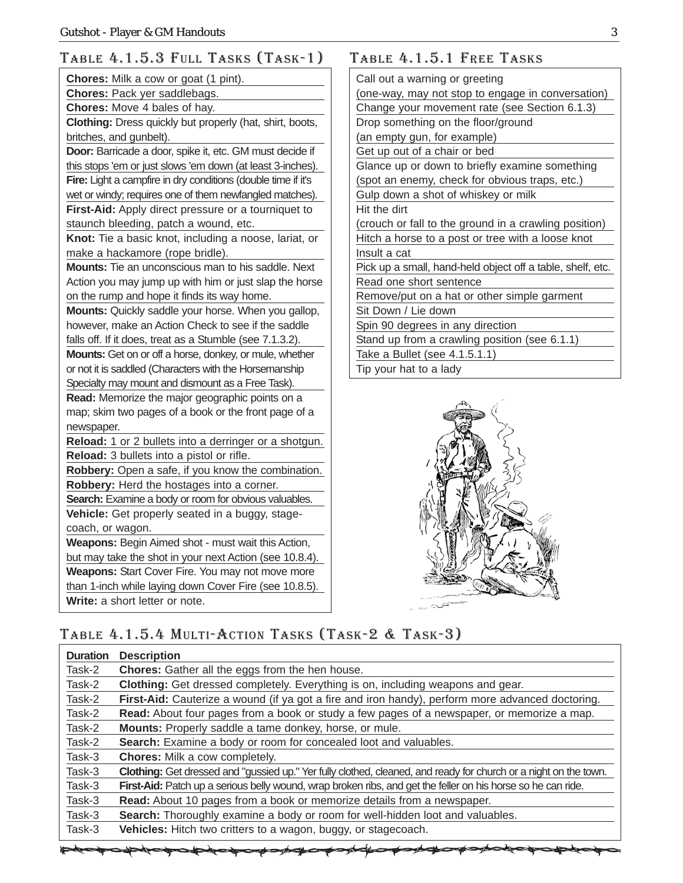## Table 4.1.5.3 Full Tasks (Task-1)

| Full Tasks |
|---|
| **Chores:** Milk a cow or goat (1 pint). |
| **Chores:** Pack yer saddlebags. |
| **Chores:** Move 4 bales of hay. |
| **Clothing:** Dress quickly but properly (hat, shirt, boots, britches, and gunbelt). |
| **Door:** Barricade a door, spike it, etc. GM must decide if this stops 'em or just slows 'em down (at least 3-inches). |
| **Fire:** Light a campfire in dry conditions (double time if it's wet or windy; requires one of them newfangled matches). |
| **First-Aid:** Apply direct pressure or a tourniquet to staunch bleeding, patch a wound, etc. |
| **Knot:** Tie a basic knot, including a noose, lariat, or make a hackamore (rope bridle). |
| **Mounts:** Tie an unconscious man to his saddle. Next Action you may jump up with him or just slap the horse on the rump and hope it finds its way home. |
| **Mounts:** Quickly saddle your horse. When you gallop, however, make an Action Check to see if the saddle falls off. If it does, treat as a Stumble (see 7.1.3.2). |
| **Mounts:** Get on or off a horse, donkey, or mule, whether or not it is saddled (Characters with the Horsemanship Specialty may mount and dismount as a Free Task). |
| **Read:** Memorize the major geographic points on a map; skim two pages of a book or the front page of a newspaper. |
| **Reload:** 1 or 2 bullets into a derringer or a shotgun. |
| **Reload:** 3 bullets into a pistol or rifle. |
| **Robbery:** Open a safe, if you know the combination. |
| **Robbery:** Herd the hostages into a corner. |
| **Search:** Examine a body or room for obvious valuables. |
| **Vehicle:** Get properly seated in a buggy, stage-coach, or wagon. |
| **Weapons:** Begin Aimed shot - must wait this Action, but may take the shot in your next Action (see 10.8.4). |
| **Weapons:** Start Cover Fire. You may not move more than 1-inch while laying down Cover Fire (see 10.8.5). |
| **Write:** a short letter or note. |

## Table 4.1.5.1 Free Tasks

| Free Tasks |
|---|
| Call out a warning or greeting (one-way, may not stop to engage in conversation) |
| Change your movement rate (see Section 6.1.3) |
| Drop something on the floor/ground (an empty gun, for example) |
| Get up out of a chair or bed |
| Glance up or down to briefly examine something (spot an enemy, check for obvious traps, etc.) |
| Gulp down a shot of whiskey or milk |
| Hit the dirt (crouch or fall to the ground in a crawling position) |
| Hitch a horse to a post or tree with a loose knot |
| Insult a cat |
| Pick up a small, hand-held object off a table, shelf, etc. |
| Read one short sentence |
| Remove/put on a hat or other simple garment |
| Sit Down / Lie down |
| Spin 90 degrees in any direction |
| Stand up from a crawling position (see 6.1.1) |
| Take a Bullet (see 4.1.5.1.1) |
| Tip your hat to a lady |

## Table 4.1.5.4 Multi-Action Tasks (Task-2 & Task-3)

| Duration | Description |
|---|---|
| Task-2 | **Chores:** Gather all the eggs from the hen house. |
| Task-2 | **Clothing:** Get dressed completely. Everything is on, including weapons and gear. |
| Task-2 | **First-Aid:** Cauterize a wound (if ya got a fire and iron handy), perform more advanced doctoring. |
| Task-2 | **Read:** About four pages from a book or study a few pages of a newspaper, or memorize a map. |
| Task-2 | **Mounts:** Properly saddle a tame donkey, horse, or mule. |
| Task-2 | **Search:** Examine a body or room for concealed loot and valuables. |
| Task-3 | **Chores:** Milk a cow completely. |
| Task-3 | **Clothing:** Get dressed and "gussied up." Yer fully clothed, cleaned, and ready for church or a night on the town. |
| Task-3 | **First-Aid:** Patch up a serious belly wound, wrap broken ribs, and get the feller on his horse so he can ride. |
| Task-3 | **Read:** About 10 pages from a book or memorize details from a newspaper. |
| Task-3 | **Search:** Thoroughly examine a body or room for well-hidden loot and valuables. |
| Task-3 | **Vehicles:** Hitch two critters to a wagon, buggy, or stagecoach. |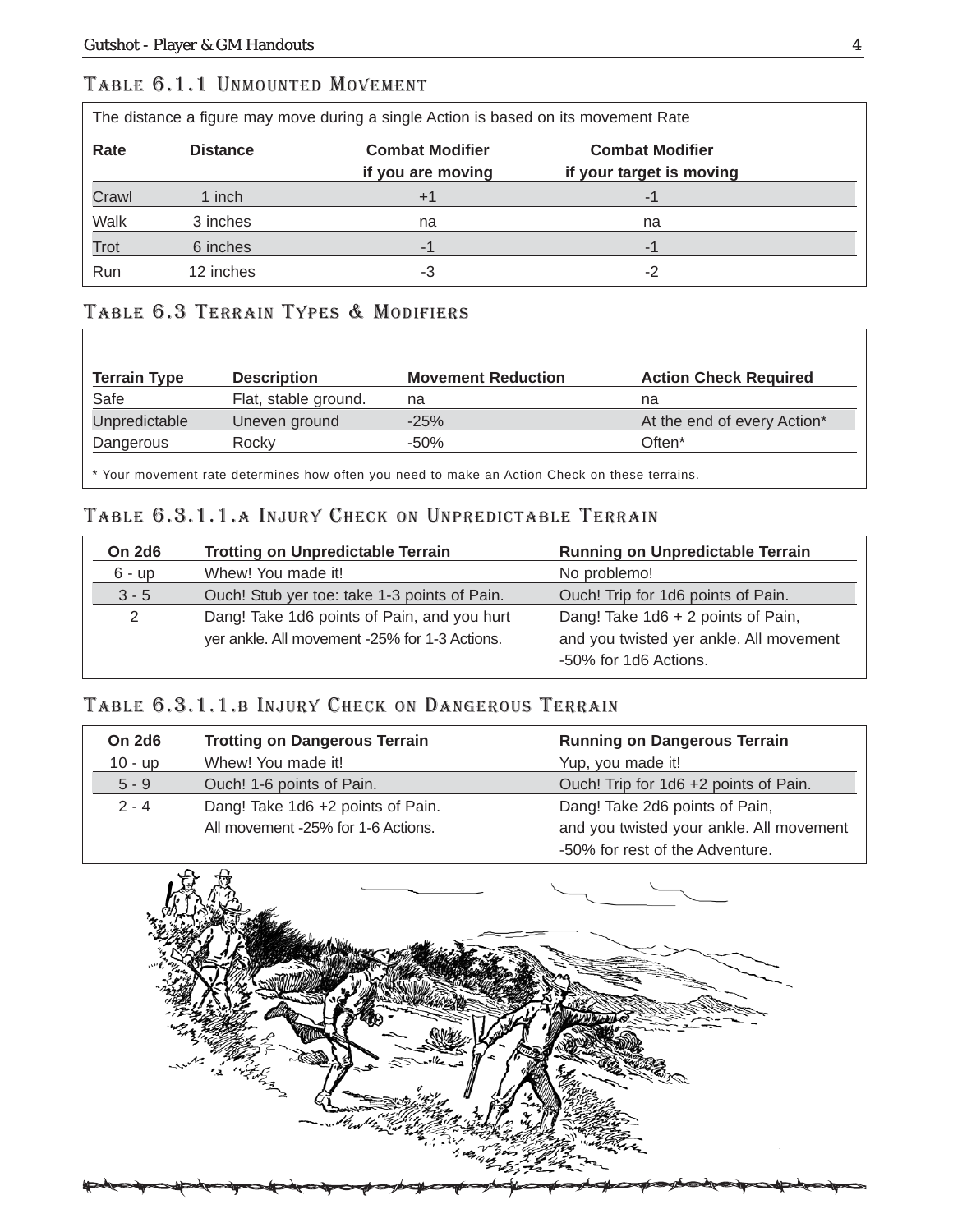## Table 6.1.1 Unmounted Movement

The distance a figure may move during a single Action is based on its movement Rate

| Rate | Distance | Combat Modifier if you are moving | Combat Modifier if your target is moving |
|---|---|---|---|
| Crawl | 1 inch | +1 | -1 |
| Walk | 3 inches | na | na |
| Trot | 6 inches | -1 | -1 |
| Run | 12 inches | -3 | -2 |

## Table 6.3 Terrain Types & Modifiers

| Terrain Type | Description | Movement Reduction | Action Check Required |
|---|---|---|---|
| Safe | Flat, stable ground. | na | na |
| Unpredictable | Uneven ground | -25% | At the end of every Action* |
| Dangerous | Rocky | -50% | Often* |

\* Your movement rate determines how often you need to make an Action Check on these terrains.

## Table 6.3.1.1.a Injury Check on Unpredictable Terrain

| On 2d6 | Trotting on Unpredictable Terrain | Running on Unpredictable Terrain |
|---|---|---|
| 6 - up | Whew! You made it! | No problemo! |
| 3 - 5 | Ouch! Stub yer toe: take 1-3 points of Pain. | Ouch! Trip for 1d6 points of Pain. |
| 2 | Dang! Take 1d6 points of Pain, and you hurt yer ankle. All movement -25% for 1-3 Actions. | Dang! Take 1d6 + 2 points of Pain, and you twisted yer ankle. All movement -50% for 1d6 Actions. |

## Table 6.3.1.1.b Injury Check on Dangerous Terrain

| On 2d6 | Trotting on Dangerous Terrain | Running on Dangerous Terrain |
|---|---|---|
| 10 - up | Whew! You made it! | Yup, you made it! |
| 5 - 9 | Ouch! 1-6 points of Pain. | Ouch! Trip for 1d6 +2 points of Pain. |
| 2 - 4 | Dang! Take 1d6 +2 points of Pain. All movement -25% for 1-6 Actions. | Dang! Take 2d6 points of Pain, and you twisted your ankle. All movement -50% for rest of the Adventure. |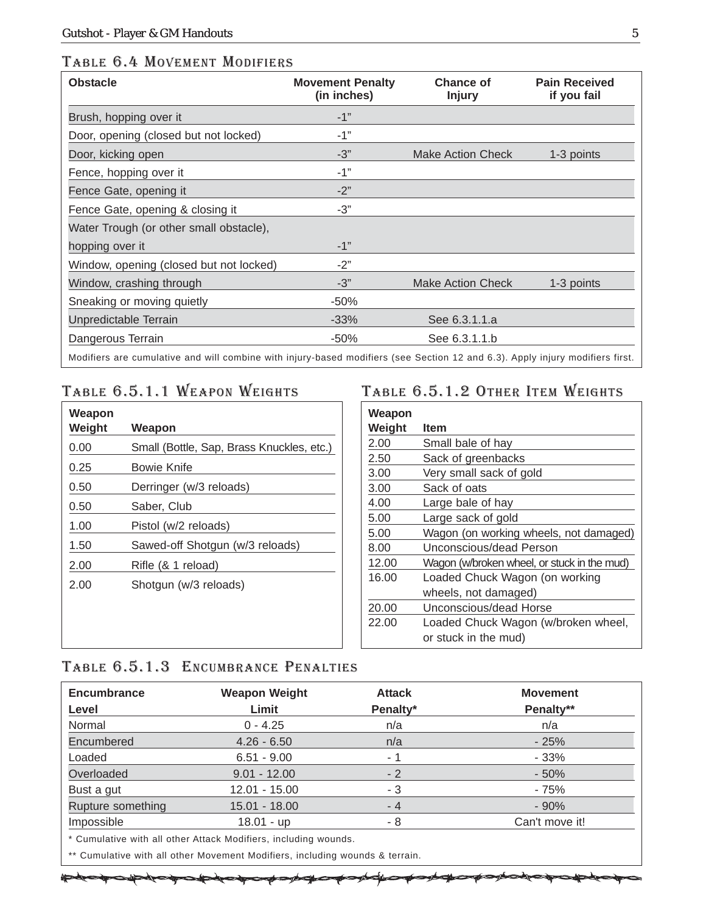## Table 6.4 Movement Modifiers

| Obstacle | Movement Penalty (in inches) | Chance of Injury | Pain Received if you fail |
|---|---|---|---|
| Brush, hopping over it | -1" | | |
| Door, opening (closed but not locked) | -1" | | |
| Door, kicking open | -3" | Make Action Check | 1-3 points |
| Fence, hopping over it | -1" | | |
| Fence Gate, opening it | -2" | | |
| Fence Gate, opening & closing it | -3" | | |
| Water Trough (or other small obstacle), hopping over it | -1" | | |
| Window, opening (closed but not locked) | -2" | | |
| Window, crashing through | -3" | Make Action Check | 1-3 points |
| Sneaking or moving quietly | -50% | | |
| Unpredictable Terrain | -33% | See 6.3.1.1.a | |
| Dangerous Terrain | -50% | See 6.3.1.1.b | |

Modifiers are cumulative and will combine with injury-based modifiers (see Section 12 and 6.3). Apply injury modifiers first.

## Table 6.5.1.1 Weapon Weights

| Weapon Weight | Weapon |
|---|---|
| 0.00 | Small (Bottle, Sap, Brass Knuckles, etc.) |
| 0.25 | Bowie Knife |
| 0.50 | Derringer (w/3 reloads) |
| 0.50 | Saber, Club |
| 1.00 | Pistol (w/2 reloads) |
| 1.50 | Sawed-off Shotgun (w/3 reloads) |
| 2.00 | Rifle (& 1 reload) |
| 2.00 | Shotgun (w/3 reloads) |

## Table 6.5.1.2 Other Item Weights

| Weapon Weight | Item |
|---|---|
| 2.00 | Small bale of hay |
| 2.50 | Sack of greenbacks |
| 3.00 | Very small sack of gold |
| 3.00 | Sack of oats |
| 4.00 | Large bale of hay |
| 5.00 | Large sack of gold |
| 5.00 | Wagon (on working wheels, not damaged) |
| 8.00 | Unconscious/dead Person |
| 12.00 | Wagon (w/broken wheel, or stuck in the mud) |
| 16.00 | Loaded Chuck Wagon (on working wheels, not damaged) |
| 20.00 | Unconscious/dead Horse |
| 22.00 | Loaded Chuck Wagon (w/broken wheel, or stuck in the mud) |

## Table 6.5.1.3 Encumbrance Penalties

| Encumbrance Level | Weapon Weight Limit | Attack Penalty* | Movement Penalty** |
|---|---|---|---|
| Normal | 0 - 4.25 | n/a | n/a |
| Encumbered | 4.26 - 6.50 | n/a | - 25% |
| Loaded | 6.51 - 9.00 | - 1 | - 33% |
| Overloaded | 9.01 - 12.00 | - 2 | - 50% |
| Bust a gut | 12.01 - 15.00 | - 3 | - 75% |
| Rupture something | 15.01 - 18.00 | - 4 | - 90% |
| Impossible | 18.01 - up | - 8 | Can't move it! |

* Cumulative with all other Attack Modifiers, including wounds.

** Cumulative with all other Movement Modifiers, including wounds & terrain.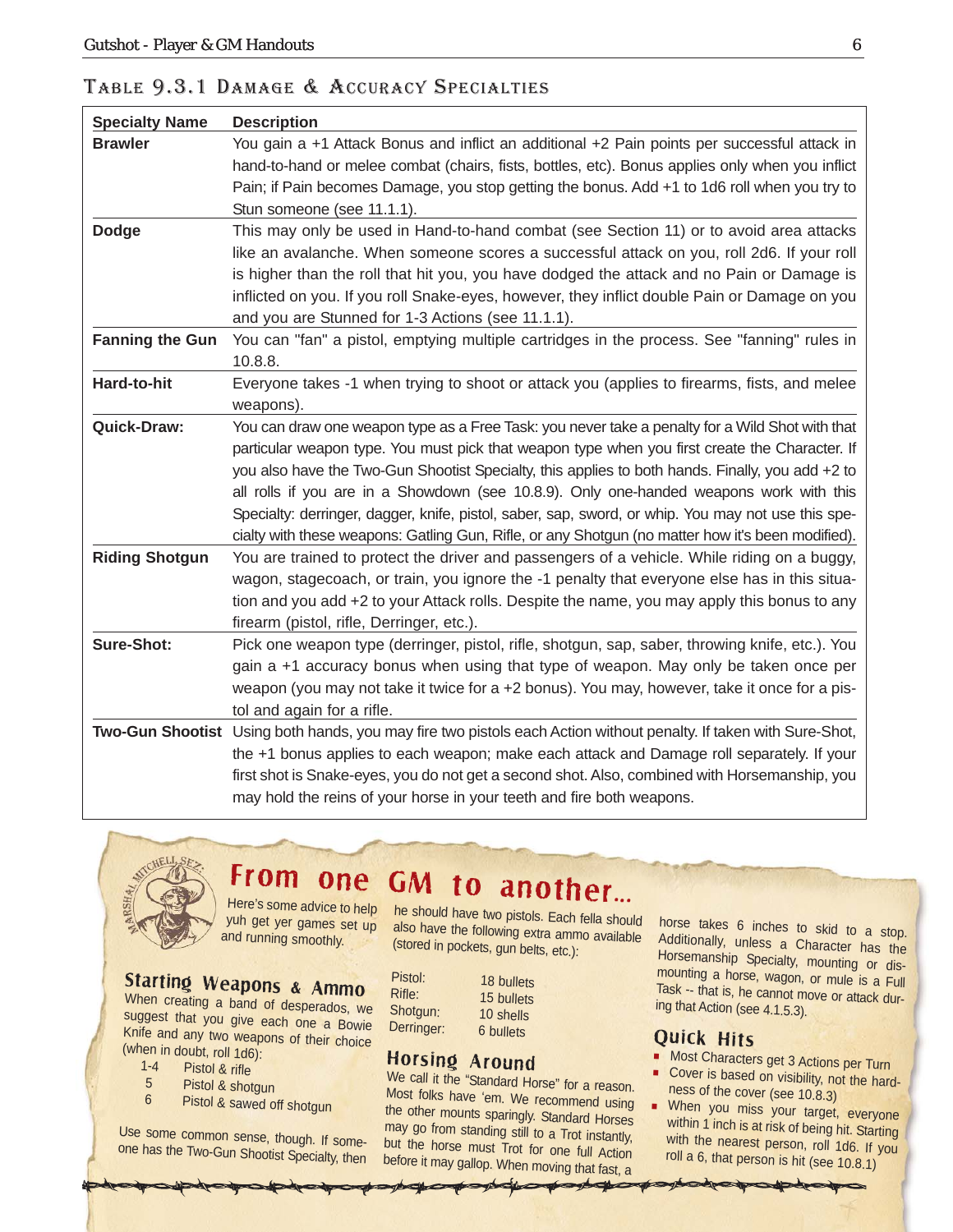## Table 9.3.1 Damage & Accuracy Specialties

| Specialty Name | Description |
|---|---|
| **Brawler** | You gain a +1 Attack Bonus and inflict an additional +2 Pain points per successful attack in hand-to-hand or melee combat (chairs, fists, bottles, etc). Bonus applies only when you inflict Pain; if Pain becomes Damage, you stop getting the bonus. Add +1 to 1d6 roll when you try to Stun someone (see 11.1.1). |
| **Dodge** | This may only be used in Hand-to-hand combat (see Section 11) or to avoid area attacks like an avalanche. When someone scores a successful attack on you, roll 2d6. If your roll is higher than the roll that hit you, you have dodged the attack and no Pain or Damage is inflicted on you. If you roll Snake-eyes, however, they inflict double Pain or Damage on you and you are Stunned for 1-3 Actions (see 11.1.1). |
| **Fanning the Gun** | You can "fan" a pistol, emptying multiple cartridges in the process. See "fanning" rules in 10.8.8. |
| **Hard-to-hit** | Everyone takes -1 when trying to shoot or attack you (applies to firearms, fists, and melee weapons). |
| **Quick-Draw:** | You can draw one weapon type as a Free Task: you never take a penalty for a Wild Shot with that particular weapon type. You must pick that weapon type when you first create the Character. If you also have the Two-Gun Shootist Specialty, this applies to both hands. Finally, you add +2 to all rolls if you are in a Showdown (see 10.8.9). Only one-handed weapons work with this Specialty: derringer, dagger, knife, pistol, saber, sap, sword, or whip. You may not use this specialty with these weapons: Gatling Gun, Rifle, or any Shotgun (no matter how it's been modified). |
| **Riding Shotgun** | You are trained to protect the driver and passengers of a vehicle. While riding on a buggy, wagon, stagecoach, or train, you ignore the -1 penalty that everyone else has in this situation and you add +2 to your Attack rolls. Despite the name, you may apply this bonus to any firearm (pistol, rifle, Derringer, etc.). |
| **Sure-Shot:** | Pick one weapon type (derringer, pistol, rifle, shotgun, sap, saber, throwing knife, etc.). You gain a +1 accuracy bonus when using that type of weapon. May only be taken once per weapon (you may not take it twice for a +2 bonus). You may, however, take it once for a pistol and again for a rifle. |
| **Two-Gun Shootist** | Using both hands, you may fire two pistols each Action without penalty. If taken with Sure-Shot, the +1 bonus applies to each weapon; make each attack and Damage roll separately. If your first shot is Snake-eyes, you do not get a second shot. Also, combined with Horsemanship, you may hold the reins of your horse in your teeth and fire both weapons. |

## From one GM to another...

Marshal Mitchell Sez:

Here's some advice to help yuh get yer games set up and running smoothly.

### Starting Weapons & Ammo

When creating a band of desperados, we suggest that you give each one a Bowie Knife and any two weapons of their choice (when in doubt, roll 1d6):

| | |
|---|---|
| 1-4 | Pistol & rifle |
| 5 | Pistol & shotgun |
| 6 | Pistol & sawed off shotgun |

Use some common sense, though. If someone has the Two-Gun Shootist Specialty, then he should have two pistols. Each fella should also have the following extra ammo available (stored in pockets, gun belts, etc.):

| | |
|---|---|
| Pistol: | 18 bullets |
| Rifle: | 15 bullets |
| Shotgun: | 10 shells |
| Derringer: | 6 bullets |

### Horsing Around

We call it the "Standard Horse" for a reason. Most folks have 'em. We recommend using the other mounts sparingly. Standard Horses may go from standing still to a Trot instantly, but the horse must Trot for one full Action before it may gallop. When moving that fast, a horse takes 6 inches to skid to a stop. Additionally, unless a Character has the Horsemanship Specialty, mounting or dismounting a horse, wagon, or mule is a Full Task -- that is, he cannot move or attack during that Action (see 4.1.5.3).

### Quick Hits

- Most Characters get 3 Actions per Turn
- Cover is based on visibility, not the hardness of the cover (see 10.8.3)
- When you miss your target, everyone within 1 inch is at risk of being hit. Starting with the nearest person, roll 1d6. If you roll a 6, that person is hit (see 10.8.1)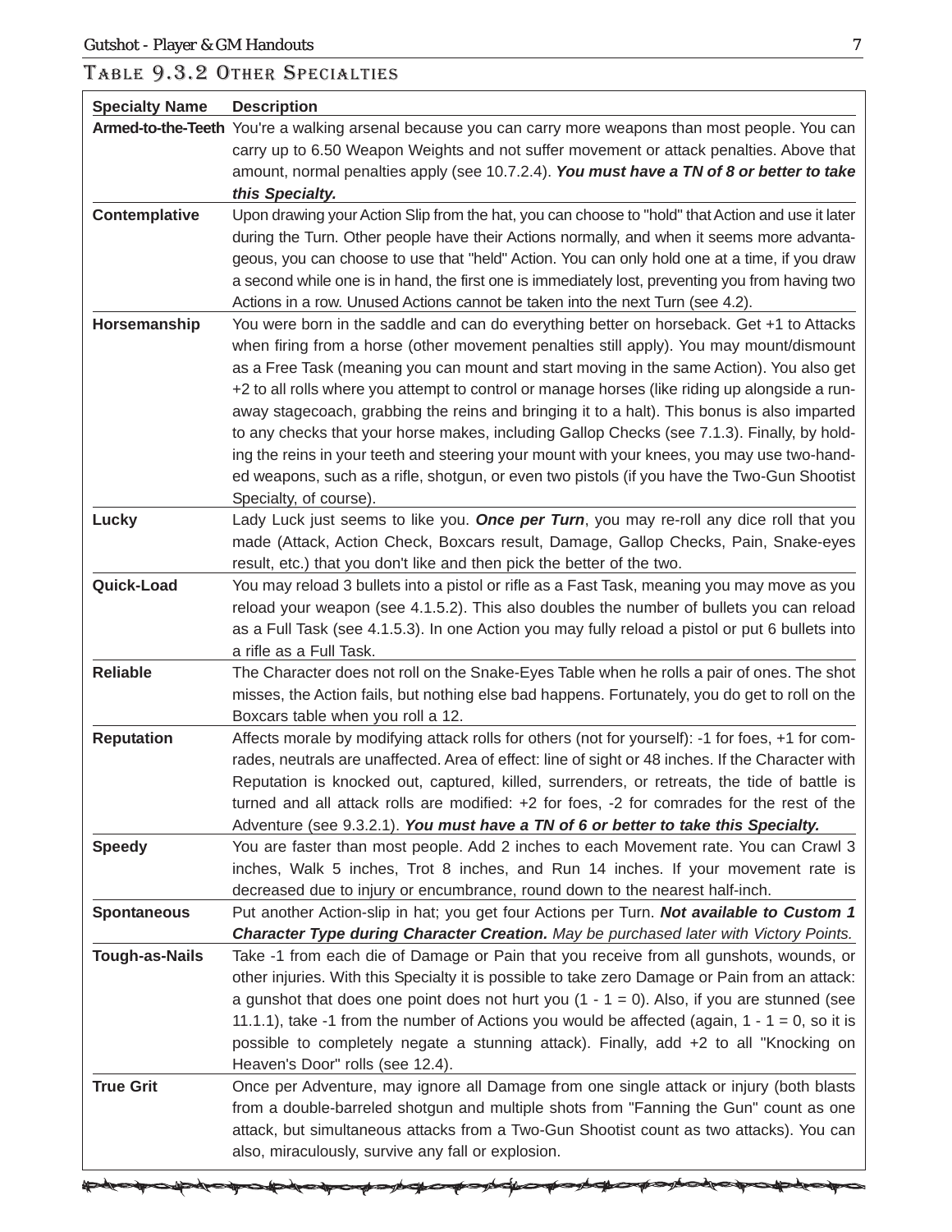## Table 9.3.2 Other Specialties

| Specialty Name | Description |
|---|---|
| **Armed-to-the-Teeth** | You're a walking arsenal because you can carry more weapons than most people. You can carry up to 6.50 Weapon Weights and not suffer movement or attack penalties. Above that amount, normal penalties apply (see 10.7.2.4). ***You must have a TN of 8 or better to take this Specialty.*** |
| **Contemplative** | Upon drawing your Action Slip from the hat, you can choose to "hold" that Action and use it later during the Turn. Other people have their Actions normally, and when it seems more advantageous, you can choose to use that "held" Action. You can only hold one at a time, if you draw a second while one is in hand, the first one is immediately lost, preventing you from having two Actions in a row. Unused Actions cannot be taken into the next Turn (see 4.2). |
| **Horsemanship** | You were born in the saddle and can do everything better on horseback. Get +1 to Attacks when firing from a horse (other movement penalties still apply). You may mount/dismount as a Free Task (meaning you can mount and start moving in the same Action). You also get +2 to all rolls where you attempt to control or manage horses (like riding up alongside a runaway stagecoach, grabbing the reins and bringing it to a halt). This bonus is also imparted to any checks that your horse makes, including Gallop Checks (see 7.1.3). Finally, by holding the reins in your teeth and steering your mount with your knees, you may use two-handed weapons, such as a rifle, shotgun, or even two pistols (if you have the Two-Gun Shootist Specialty, of course). |
| **Lucky** | Lady Luck just seems to like you. ***Once per Turn***, you may re-roll any dice roll that you made (Attack, Action Check, Boxcars result, Damage, Gallop Checks, Pain, Snake-eyes result, etc.) that you don't like and then pick the better of the two. |
| **Quick-Load** | You may reload 3 bullets into a pistol or rifle as a Fast Task, meaning you may move as you reload your weapon (see 4.1.5.2). This also doubles the number of bullets you can reload as a Full Task (see 4.1.5.3). In one Action you may fully reload a pistol or put 6 bullets into a rifle as a Full Task. |
| **Reliable** | The Character does not roll on the Snake-Eyes Table when he rolls a pair of ones. The shot misses, the Action fails, but nothing else bad happens. Fortunately, you do get to roll on the Boxcars table when you roll a 12. |
| **Reputation** | Affects morale by modifying attack rolls for others (not for yourself): -1 for foes, +1 for comrades, neutrals are unaffected. Area of effect: line of sight or 48 inches. If the Character with Reputation is knocked out, captured, killed, surrenders, or retreats, the tide of battle is turned and all attack rolls are modified: +2 for foes, -2 for comrades for the rest of the Adventure (see 9.3.2.1). ***You must have a TN of 6 or better to take this Specialty.*** |
| **Speedy** | You are faster than most people. Add 2 inches to each Movement rate. You can Crawl 3 inches, Walk 5 inches, Trot 8 inches, and Run 14 inches. If your movement rate is decreased due to injury or encumbrance, round down to the nearest half-inch. |
| **Spontaneous** | Put another Action-slip in hat; you get four Actions per Turn. ***Not available to Custom 1 Character Type during Character Creation.*** *May be purchased later with Victory Points.* |
| **Tough-as-Nails** | Take -1 from each die of Damage or Pain that you receive from all gunshots, wounds, or other injuries. With this Specialty it is possible to take zero Damage or Pain from an attack: a gunshot that does one point does not hurt you (1 - 1 = 0). Also, if you are stunned (see 11.1.1), take -1 from the number of Actions you would be affected (again, 1 - 1 = 0, so it is possible to completely negate a stunning attack). Finally, add +2 to all "Knocking on Heaven's Door" rolls (see 12.4). |
| **True Grit** | Once per Adventure, may ignore all Damage from one single attack or injury (both blasts from a double-barreled shotgun and multiple shots from "Fanning the Gun" count as one attack, but simultaneous attacks from a Two-Gun Shootist count as two attacks). You can also, miraculously, survive any fall or explosion. |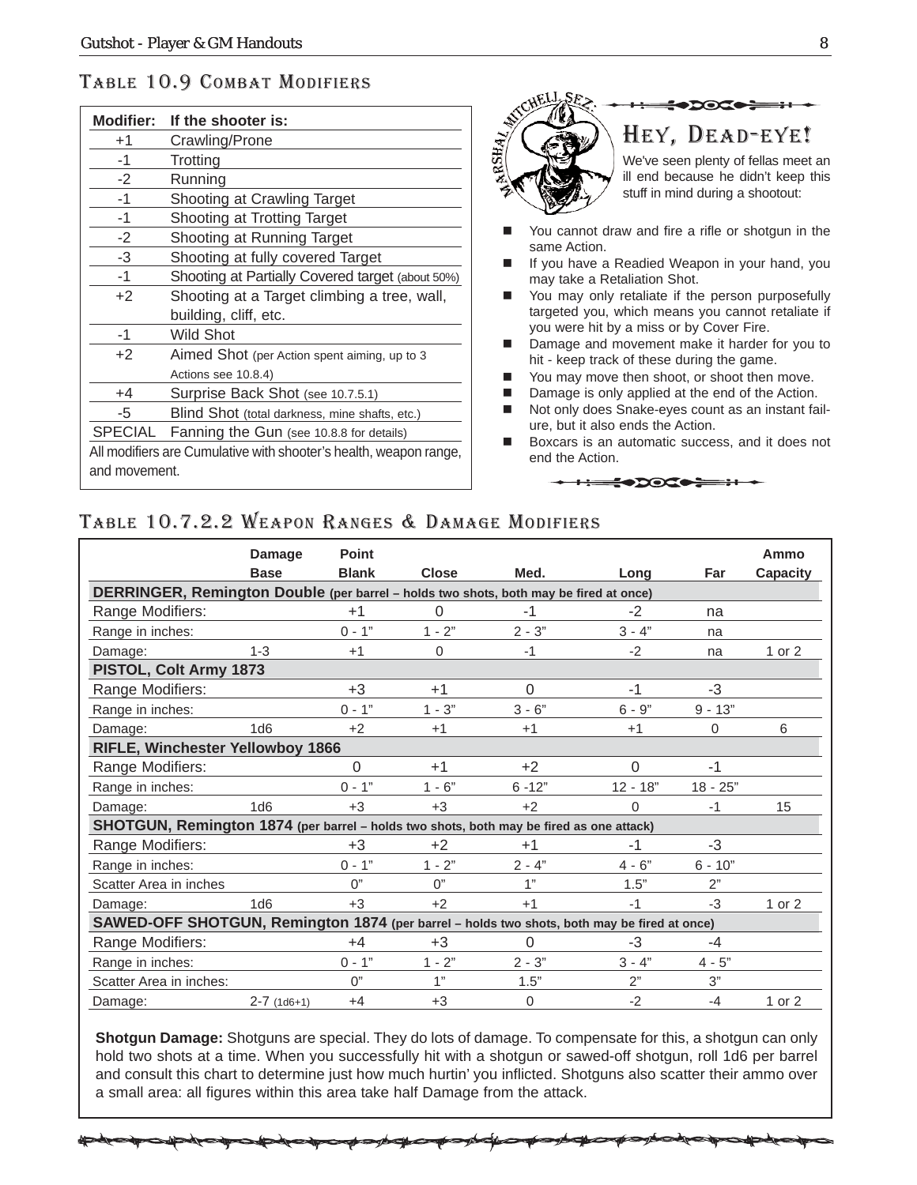## Table 10.9 Combat Modifiers

| Modifier: | If the shooter is: |
|---|---|
| +1 | Crawling/Prone |
| -1 | Trotting |
| -2 | Running |
| -1 | Shooting at Crawling Target |
| -1 | Shooting at Trotting Target |
| -2 | Shooting at Running Target |
| -3 | Shooting at fully covered Target |
| -1 | Shooting at Partially Covered target (about 50%) |
| +2 | Shooting at a Target climbing a tree, wall, building, cliff, etc. |
| -1 | Wild Shot |
| +2 | Aimed Shot (per Action spent aiming, up to 3 Actions see 10.8.4) |
| +4 | Surprise Back Shot (see 10.7.5.1) |
| -5 | Blind Shot (total darkness, mine shafts, etc.) |
| SPECIAL | Fanning the Gun (see 10.8.8 for details) |

All modifiers are Cumulative with shooter's health, weapon range, and movement.

MARSHAL MITCHELL SEZ:

## Hey, Dead-eye!

We've seen plenty of fellas meet an ill end because he didn't keep this stuff in mind during a shootout:

- You cannot draw and fire a rifle or shotgun in the same Action.
- If you have a Readied Weapon in your hand, you may take a Retaliation Shot.
- You may only retaliate if the person purposefully targeted you, which means you cannot retaliate if you were hit by a miss or by Cover Fire.
- Damage and movement make it harder for you to hit - keep track of these during the game.
- You may move then shoot, or shoot then move.
- Damage is only applied at the end of the Action.
- Not only does Snake-eyes count as an instant failure, but it also ends the Action.
- Boxcars is an automatic success, and it does not end the Action.

## Table 10.7.2.2 Weapon Ranges & Damage Modifiers

| | Damage Base | Point Blank | Close | Med. | Long | Far | Ammo Capacity |
|---|---|---|---|---|---|---|---|
| **DERRINGER, Remington Double** (per barrel – holds two shots, both may be fired at once) | | | | | | | |
| Range Modifiers: | | +1 | 0 | -1 | -2 | na | |
| Range in inches: | | 0 - 1" | 1 - 2" | 2 - 3" | 3 - 4" | na | |
| Damage: | 1-3 | +1 | 0 | -1 | -2 | na | 1 or 2 |
| **PISTOL, Colt Army 1873** | | | | | | | |
| Range Modifiers: | | +3 | +1 | 0 | -1 | -3 | |
| Range in inches: | | 0 - 1" | 1 - 3" | 3 - 6" | 6 - 9" | 9 - 13" | |
| Damage: | 1d6 | +2 | +1 | +1 | +1 | 0 | 6 |
| **RIFLE, Winchester Yellowboy 1866** | | | | | | | |
| Range Modifiers: | | 0 | +1 | +2 | 0 | -1 | |
| Range in inches: | | 0 - 1" | 1 - 6" | 6 -12" | 12 - 18" | 18 - 25" | |
| Damage: | 1d6 | +3 | +3 | +2 | 0 | -1 | 15 |
| **SHOTGUN, Remington 1874** (per barrel – holds two shots, both may be fired as one attack) | | | | | | | |
| Range Modifiers: | | +3 | +2 | +1 | -1 | -3 | |
| Range in inches: | | 0 - 1" | 1 - 2" | 2 - 4" | 4 - 6" | 6 - 10" | |
| Scatter Area in inches | | 0" | 0" | 1" | 1.5" | 2" | |
| Damage: | 1d6 | +3 | +2 | +1 | -1 | -3 | 1 or 2 |
| **SAWED-OFF SHOTGUN, Remington 1874** (per barrel – holds two shots, both may be fired at once) | | | | | | | |
| Range Modifiers: | | +4 | +3 | 0 | -3 | -4 | |
| Range in inches: | | 0 - 1" | 1 - 2" | 2 - 3" | 3 - 4" | 4 - 5" | |
| Scatter Area in inches: | | 0" | 1" | 1.5" | 2" | 3" | |
| Damage: | 2-7 (1d6+1) | +4 | +3 | 0 | -2 | -4 | 1 or 2 |

**Shotgun Damage:** Shotguns are special. They do lots of damage. To compensate for this, a shotgun can only hold two shots at a time. When you successfully hit with a shotgun or sawed-off shotgun, roll 1d6 per barrel and consult this chart to determine just how much hurtin' you inflicted. Shotguns also scatter their ammo over a small area: all figures within this area take half Damage from the attack.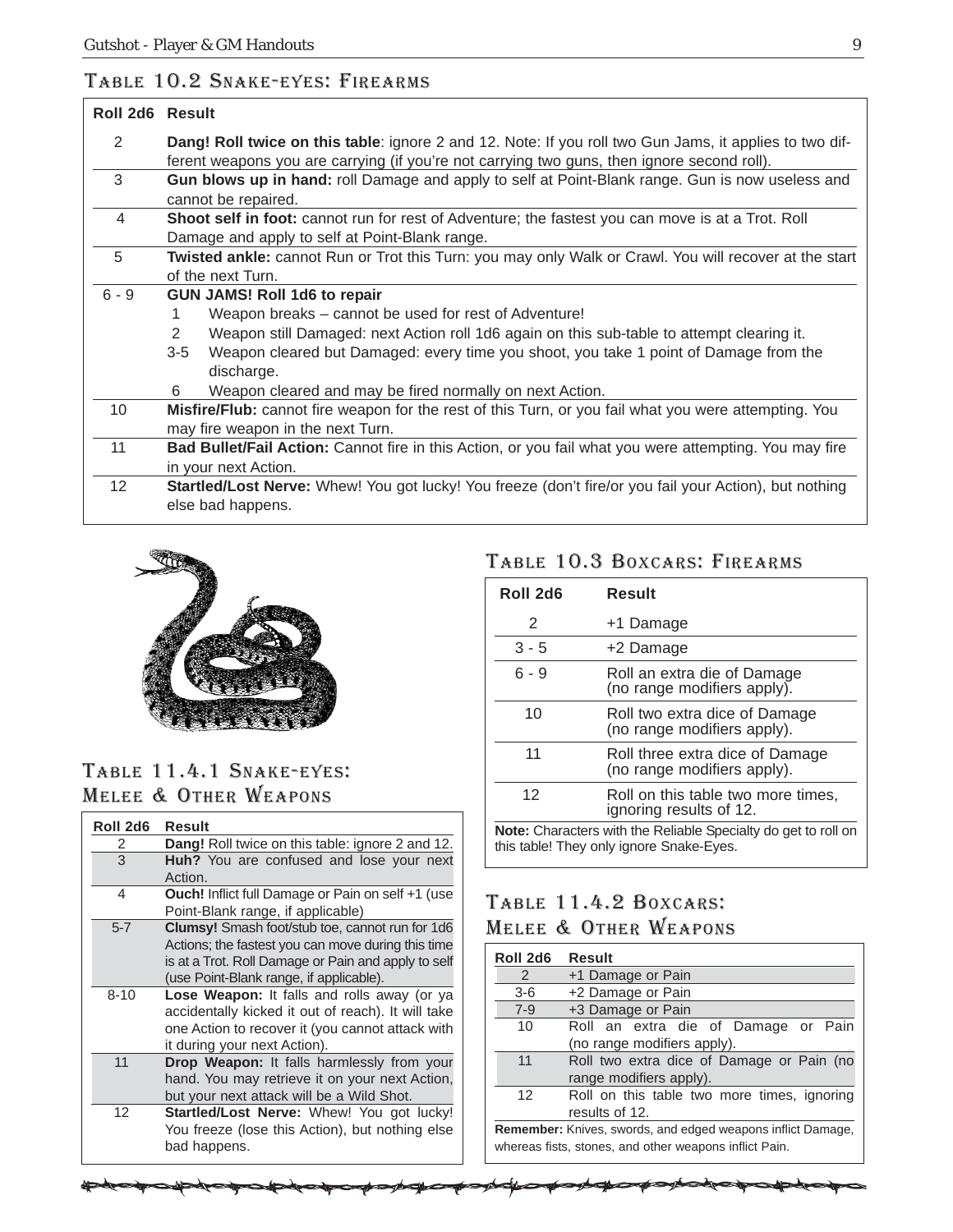## Table 10.2 Snake-eyes: Firearms

| Roll 2d6 | Result |
|---|---|
| 2 | **Dang! Roll twice on this table**: ignore 2 and 12. Note: If you roll two Gun Jams, it applies to two different weapons you are carrying (if you're not carrying two guns, then ignore second roll). |
| 3 | **Gun blows up in hand:** roll Damage and apply to self at Point-Blank range. Gun is now useless and cannot be repaired. |
| 4 | **Shoot self in foot:** cannot run for rest of Adventure; the fastest you can move is at a Trot. Roll Damage and apply to self at Point-Blank range. |
| 5 | **Twisted ankle:** cannot Run or Trot this Turn: you may only Walk or Crawl. You will recover at the start of the next Turn. |
| 6 - 9 | **GUN JAMS! Roll 1d6 to repair**<br>1 Weapon breaks – cannot be used for rest of Adventure!<br>2 Weapon still Damaged: next Action roll 1d6 again on this sub-table to attempt clearing it.<br>3-5 Weapon cleared but Damaged: every time you shoot, you take 1 point of Damage from the discharge.<br>6 Weapon cleared and may be fired normally on next Action. |
| 10 | **Misfire/Flub:** cannot fire weapon for the rest of this Turn, or you fail what you were attempting. You may fire weapon in the next Turn. |
| 11 | **Bad Bullet/Fail Action:** Cannot fire in this Action, or you fail what you were attempting. You may fire in your next Action. |
| 12 | **Startled/Lost Nerve:** Whew! You got lucky! You freeze (don't fire/or you fail your Action), but nothing else bad happens. |

## Table 11.4.1 Snake-eyes: Melee & Other Weapons

| Roll 2d6 | Result |
|---|---|
| 2 | **Dang!** Roll twice on this table: ignore 2 and 12. |
| 3 | **Huh?** You are confused and lose your next Action. |
| 4 | **Ouch!** Inflict full Damage or Pain on self +1 (use Point-Blank range, if applicable) |
| 5-7 | **Clumsy!** Smash foot/stub toe, cannot run for 1d6 Actions; the fastest you can move during this time is at a Trot. Roll Damage or Pain and apply to self (use Point-Blank range, if applicable). |
| 8-10 | **Lose Weapon:** It falls and rolls away (or ya accidentally kicked it out of reach). It will take one Action to recover it (you cannot attack with it during your next Action). |
| 11 | **Drop Weapon:** It falls harmlessly from your hand. You may retrieve it on your next Action, but your next attack will be a Wild Shot. |
| 12 | **Startled/Lost Nerve:** Whew! You got lucky! You freeze (lose this Action), but nothing else bad happens. |

## Table 10.3 Boxcars: Firearms

| Roll 2d6 | Result |
|---|---|
| 2 | +1 Damage |
| 3 - 5 | +2 Damage |
| 6 - 9 | Roll an extra die of Damage (no range modifiers apply). |
| 10 | Roll two extra dice of Damage (no range modifiers apply). |
| 11 | Roll three extra dice of Damage (no range modifiers apply). |
| 12 | Roll on this table two more times, ignoring results of 12. |

**Note:** Characters with the Reliable Specialty do get to roll on this table! They only ignore Snake-Eyes.

## Table 11.4.2 Boxcars: Melee & Other Weapons

| Roll 2d6 | Result |
|---|---|
| 2 | +1 Damage or Pain |
| 3-6 | +2 Damage or Pain |
| 7-9 | +3 Damage or Pain |
| 10 | Roll an extra die of Damage or Pain (no range modifiers apply). |
| 11 | Roll two extra dice of Damage or Pain (no range modifiers apply). |
| 12 | Roll on this table two more times, ignoring results of 12. |

**Remember:** Knives, swords, and edged weapons inflict Damage, whereas fists, stones, and other weapons inflict Pain.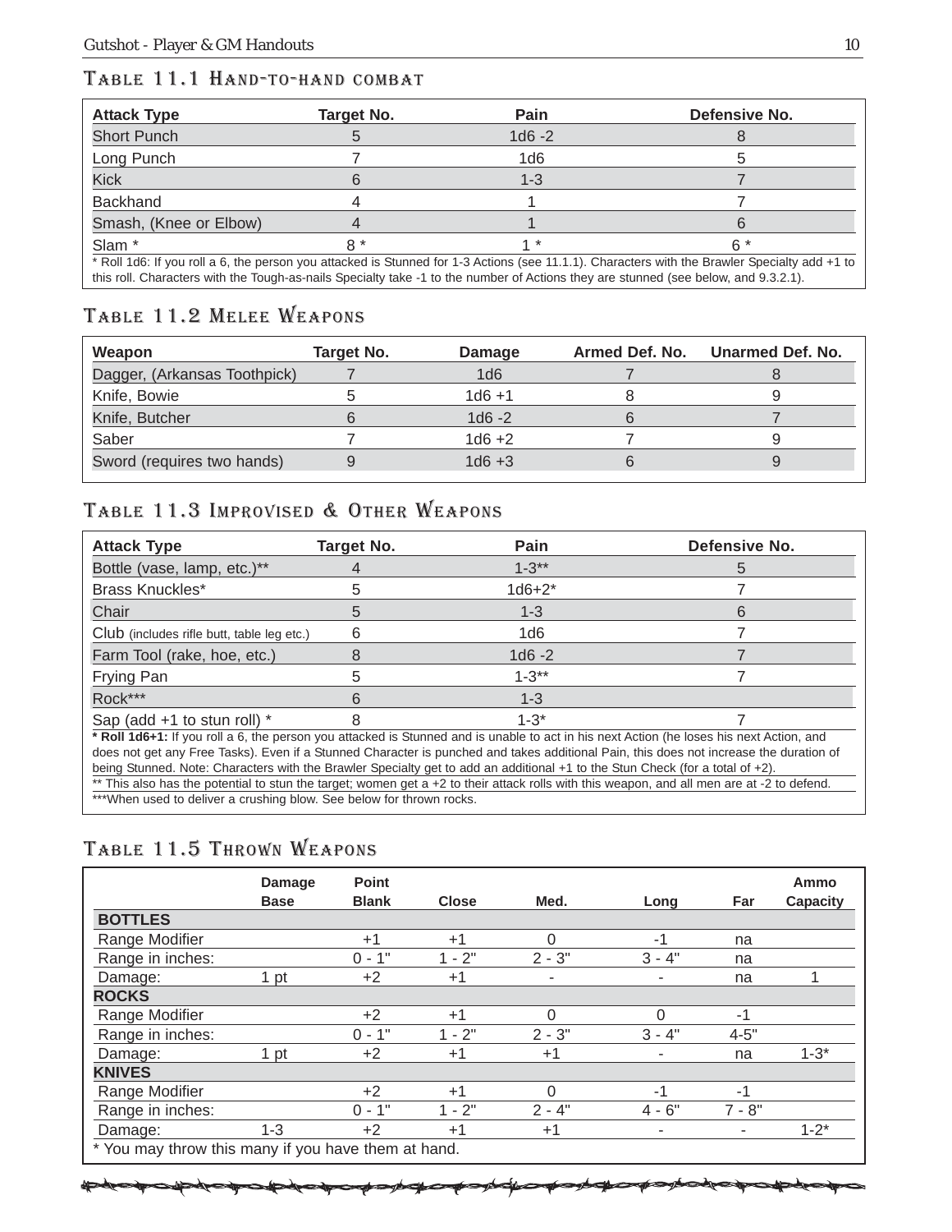## Table 11.1 Hand-to-hand combat

| Attack Type | Target No. | Pain | Defensive No. |
|---|---|---|---|
| Short Punch | 5 | 1d6 -2 | 8 |
| Long Punch | 7 | 1d6 | 5 |
| Kick | 6 | 1-3 | 7 |
| Backhand | 4 | 1 | 7 |
| Smash, (Knee or Elbow) | 4 | 1 | 6 |
| Slam * | 8 * | 1 * | 6 * |

* Roll 1d6: If you roll a 6, the person you attacked is Stunned for 1-3 Actions (see 11.1.1). Characters with the Brawler Specialty add +1 to this roll. Characters with the Tough-as-nails Specialty take -1 to the number of Actions they are stunned (see below, and 9.3.2.1).

## Table 11.2 Melee Weapons

| Weapon | Target No. | Damage | Armed Def. No. | Unarmed Def. No. |
|---|---|---|---|---|
| Dagger, (Arkansas Toothpick) | 7 | 1d6 | 7 | 8 |
| Knife, Bowie | 5 | 1d6 +1 | 8 | 9 |
| Knife, Butcher | 6 | 1d6 -2 | 6 | 7 |
| Saber | 7 | 1d6 +2 | 7 | 9 |
| Sword (requires two hands) | 9 | 1d6 +3 | 6 | 9 |

## Table 11.3 Improvised & Other Weapons

| Attack Type | Target No. | Pain | Defensive No. |
|---|---|---|---|
| Bottle (vase, lamp, etc.)** | 4 | 1-3** | 5 |
| Brass Knuckles* | 5 | 1d6+2* | 7 |
| Chair | 5 | 1-3 | 6 |
| Club (includes rifle butt, table leg etc.) | 6 | 1d6 | 7 |
| Farm Tool (rake, hoe, etc.) | 8 | 1d6 -2 | 7 |
| Frying Pan | 5 | 1-3** | 7 |
| Rock*** | 6 | 1-3 | |
| Sap (add +1 to stun roll) * | 8 | 1-3* | 7 |

**\* Roll 1d6+1:** If you roll a 6, the person you attacked is Stunned and is unable to act in his next Action (he loses his next Action, and does not get any Free Tasks). Even if a Stunned Character is punched and takes additional Pain, this does not increase the duration of being Stunned. Note: Characters with the Brawler Specialty get to add an additional +1 to the Stun Check (for a total of +2).

** This also has the potential to stun the target; women get a +2 to their attack rolls with this weapon, and all men are at -2 to defend.

***When used to deliver a crushing blow. See below for thrown rocks.

## Table 11.5 Thrown Weapons

| | Damage Base | Point Blank | Close | Med. | Long | Far | Ammo Capacity |
|---|---|---|---|---|---|---|---|
| **BOTTLES** | | | | | | | |
| Range Modifier | | +1 | +1 | 0 | -1 | na | |
| Range in inches: | | 0 - 1" | 1 - 2" | 2 - 3" | 3 - 4" | na | |
| Damage: | 1 pt | +2 | +1 | - | - | na | 1 |
| **ROCKS** | | | | | | | |
| Range Modifier | | +2 | +1 | 0 | 0 | -1 | |
| Range in inches: | | 0 - 1" | 1 - 2" | 2 - 3" | 3 - 4" | 4-5" | |
| Damage: | 1 pt | +2 | +1 | +1 | - | na | 1-3* |
| **KNIVES** | | | | | | | |
| Range Modifier | | +2 | +1 | 0 | -1 | -1 | |
| Range in inches: | | 0 - 1" | 1 - 2" | 2 - 4" | 4 - 6" | 7 - 8" | |
| Damage: | 1-3 | +2 | +1 | +1 | - | - | 1-2* |

* You may throw this many if you have them at hand.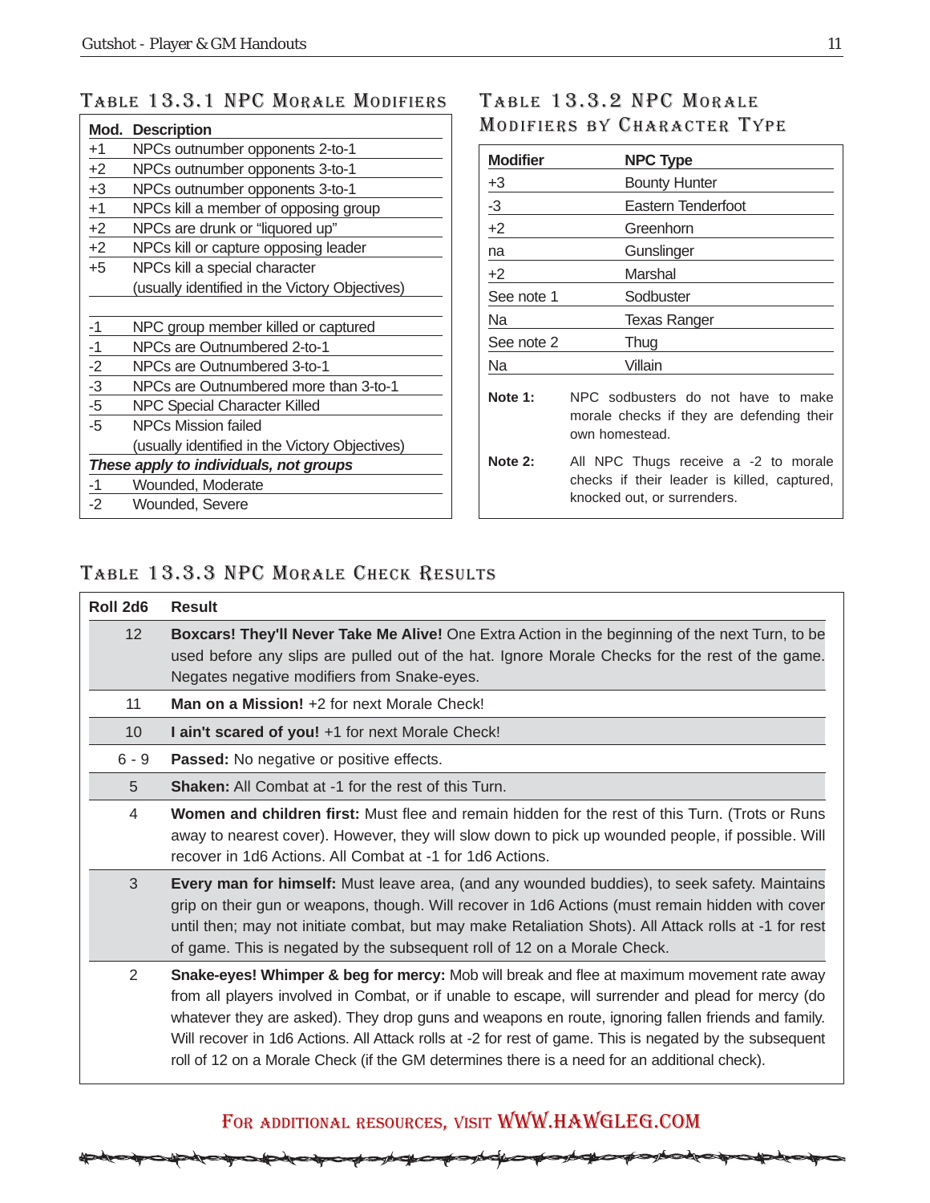### Table 13.3.1 NPC Morale Modifiers

| Mod. | Description |
|---|---|
| +1 | NPCs outnumber opponents 2-to-1 |
| +2 | NPCs outnumber opponents 3-to-1 |
| +3 | NPCs outnumber opponents 3-to-1 |
| +1 | NPCs kill a member of opposing group |
| +2 | NPCs are drunk or "liquored up" |
| +2 | NPCs kill or capture opposing leader |
| +5 | NPCs kill a special character (usually identified in the Victory Objectives) |
| | |
| -1 | NPC group member killed or captured |
| -1 | NPCs are Outnumbered 2-to-1 |
| -2 | NPCs are Outnumbered 3-to-1 |
| -3 | NPCs are Outnumbered more than 3-to-1 |
| -5 | NPC Special Character Killed |
| -5 | NPCs Mission failed (usually identified in the Victory Objectives) |
| ***These apply to individuals, not groups*** | |
| -1 | Wounded, Moderate |
| -2 | Wounded, Severe |

### Table 13.3.2 NPC Morale Modifiers by Character Type

| Modifier | NPC Type |
|---|---|
| +3 | Bounty Hunter |
| -3 | Eastern Tenderfoot |
| +2 | Greenhorn |
| na | Gunslinger |
| +2 | Marshal |
| See note 1 | Sodbuster |
| Na | Texas Ranger |
| See note 2 | Thug |
| Na | Villain |

**Note 1:** NPC sodbusters do not have to make morale checks if they are defending their own homestead.

**Note 2:** All NPC Thugs receive a -2 to morale checks if their leader is killed, captured, knocked out, or surrenders.

### Table 13.3.3 NPC Morale Check Results

| Roll 2d6 | Result |
|---|---|
| 12 | **Boxcars! They'll Never Take Me Alive!** One Extra Action in the beginning of the next Turn, to be used before any slips are pulled out of the hat. Ignore Morale Checks for the rest of the game. Negates negative modifiers from Snake-eyes. |
| 11 | **Man on a Mission!** +2 for next Morale Check! |
| 10 | **I ain't scared of you!** +1 for next Morale Check! |
| 6 - 9 | **Passed:** No negative or positive effects. |
| 5 | **Shaken:** All Combat at -1 for the rest of this Turn. |
| 4 | **Women and children first:** Must flee and remain hidden for the rest of this Turn. (Trots or Runs away to nearest cover). However, they will slow down to pick up wounded people, if possible. Will recover in 1d6 Actions. All Combat at -1 for 1d6 Actions. |
| 3 | **Every man for himself:** Must leave area, (and any wounded buddies), to seek safety. Maintains grip on their gun or weapons, though. Will recover in 1d6 Actions (must remain hidden with cover until then; may not initiate combat, but may make Retaliation Shots). All Attack rolls at -1 for rest of game. This is negated by the subsequent roll of 12 on a Morale Check. |
| 2 | **Snake-eyes! Whimper & beg for mercy:** Mob will break and flee at maximum movement rate away from all players involved in Combat, or if unable to escape, will surrender and plead for mercy (do whatever they are asked). They drop guns and weapons en route, ignoring fallen friends and family. Will recover in 1d6 Actions. All Attack rolls at -2 for rest of game. This is negated by the subsequent roll of 12 on a Morale Check (if the GM determines there is a need for an additional check). |

For additional resources, visit WWW.HAWGLEG.COM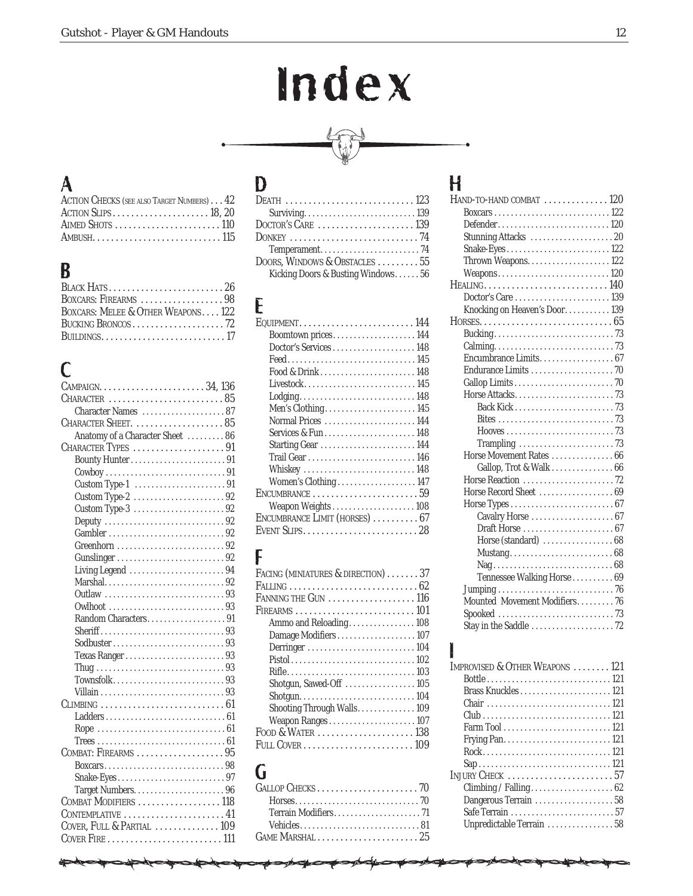# Index

## A

- Action Checks (see also Target Numbers) . . . 42
- Action Slips . . . 18, 20
- Aimed Shots . . . 110
- Ambush . . . 115

## B

- Black Hats . . . 26
- Boxcars: Firearms . . . 98
- Boxcars: Melee & Other Weapons . . . 122
- Bucking Broncos . . . 72
- Buildings . . . 17

## C

- Campaign . . . 34, 136
- Character . . . 85
  - Character Names . . . 87
- Character Sheet . . . 85
  - Anatomy of a Character Sheet . . . 86
- Character Types . . . 91
  - Bounty Hunter . . . 91
  - Cowboy . . . 91
  - Custom Type-1 . . . 91
  - Custom Type-2 . . . 92
  - Custom Type-3 . . . 92
  - Deputy . . . 92
  - Gambler . . . 92
  - Greenhorn . . . 92
  - Gunslinger . . . 92
  - Living Legend . . . 94
  - Marshal . . . 92
  - Outlaw . . . 93
  - Owlhoot . . . 93
  - Random Characters . . . 91
  - Sheriff . . . 93
  - Sodbuster . . . 93
  - Texas Ranger . . . 93
  - Thug . . . 93
  - Townsfolk . . . 93
  - Villain . . . 93
- Climbing . . . 61
  - Ladders . . . 61
  - Rope . . . 61
  - Trees . . . 61
- Combat: Firearms . . . 95
  - Boxcars . . . 98
  - Snake-Eyes . . . 97
  - Target Numbers . . . 96
- Combat Modifiers . . . 118
- Contemplative . . . 41
- Cover, Full & Partial . . . 109
- Cover Fire . . . 111

## D

- Death . . . 123
  - Surviving . . . 139
- Doctor's Care . . . 139
- Donkey . . . 74
  - Temperament . . . 74
- Doors, Windows & Obstacles . . . 55
  - Kicking Doors & Busting Windows . . . 56

## E

- Equipment . . . 144
  - Boomtown prices . . . 144
  - Doctor's Services . . . 148
  - Feed . . . 145
  - Food & Drink . . . 148
  - Livestock . . . 145
  - Lodging . . . 148
  - Men's Clothing . . . 145
  - Normal Prices . . . 144
  - Services & Fun . . . 148
  - Starting Gear . . . 144
  - Trail Gear . . . 146
  - Whiskey . . . 148
  - Women's Clothing . . . 147
- Encumbrance . . . 59
  - Weapon Weights . . . 108
- Encumbrance Limit (horses) . . . 67
- Event Slips . . . 28

## F

- Facing (miniatures & direction) . . . 37
- Falling . . . 62
- Fanning the Gun . . . 116
- Firearms . . . 101
  - Ammo and Reloading . . . 108
  - Damage Modifiers . . . 107
  - Derringer . . . 104
  - Pistol . . . 102
  - Rifle . . . 103
  - Shotgun, Sawed-Off . . . 105
  - Shotgun . . . 104
  - Shooting Through Walls . . . 109
  - Weapon Ranges . . . 107
- Food & Water . . . 138
- Full Cover . . . 109

## G

- Gallop Checks . . . 70
  - Horses . . . 70
  - Terrain Modifiers . . . 71
  - Vehicles . . . 81
- Game Marshal . . . 25

## H

- Hand-to-hand combat . . . 120
  - Boxcars . . . 122
  - Defender . . . 120
  - Stunning Attacks . . . 20
  - Snake-Eyes . . . 122
  - Thrown Weapons . . . 122
  - Weapons . . . 120
- Healing . . . 140
  - Doctor's Care . . . 139
  - Knocking on Heaven's Door . . . 139
- Horses . . . 65
  - Bucking . . . 73
  - Calming . . . 73
  - Encumbrance Limits . . . 67
  - Endurance Limits . . . 70
  - Gallop Limits . . . 70
  - Horse Attacks . . . 73
    - Back Kick . . . 73
    - Bites . . . 73
    - Hooves . . . 73
    - Trampling . . . 73
  - Horse Movement Rates . . . 66
    - Gallop, Trot & Walk . . . 66
  - Horse Reaction . . . 72
  - Horse Record Sheet . . . 69
  - Horse Types . . . 67
    - Cavalry Horse . . . 67
    - Draft Horse . . . 67
    - Horse (standard) . . . 68
    - Mustang . . . 68
    - Nag . . . 68
    - Tennessee Walking Horse . . . 69
  - Jumping . . . 76
  - Mounted Movement Modifiers . . . 76
  - Spooked . . . 73
  - Stay in the Saddle . . . 72

## I

- Improvised & Other Weapons . . . 121
  - Bottle . . . 121
  - Brass Knuckles . . . 121
  - Chair . . . 121
  - Club . . . 121
  - Farm Tool . . . 121
  - Frying Pan . . . 121
  - Rock . . . 121
  - Sap . . . 121
- Injury Check . . . 57
  - Climbing / Falling . . . 62
  - Dangerous Terrain . . . 58
  - Safe Terrain . . . 57
  - Unpredictable Terrain . . . 58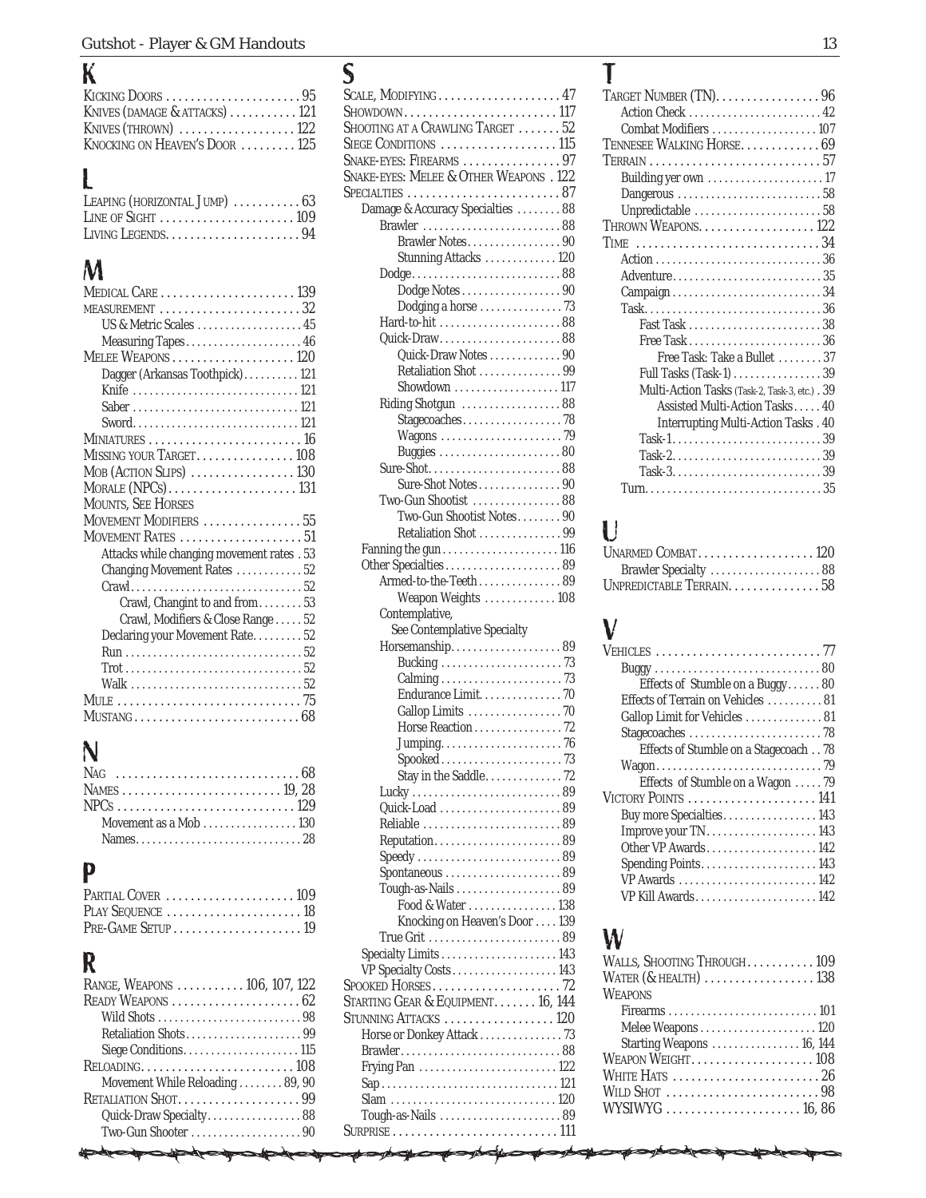## K

- Kicking Doors . . . . . . . . . . . . . . . . . . . . . . 95
- Knives (damage & attacks) . . . . . . . . . . . 121
- Knives (thrown) . . . . . . . . . . . . . . . . . . 122
- Knocking on Heaven's Door . . . . . . . . . 125

## L

- Leaping (horizontal Jump) . . . . . . . . . . . 63
- Line of Sight . . . . . . . . . . . . . . . . . . . . . . 109
- Living Legends. . . . . . . . . . . . . . . . . . . . . 94

## M

- Medical Care . . . . . . . . . . . . . . . . . . . . . . 139
- measurement . . . . . . . . . . . . . . . . . . . . . . 32
  - US & Metric Scales . . . . . . . . . . . . . . . . . . 45
  - Measuring Tapes. . . . . . . . . . . . . . . . . . . . 46
- Melee Weapons . . . . . . . . . . . . . . . . . . . . 120
  - Dagger (Arkansas Toothpick). . . . . . . . . . 121
  - Knife . . . . . . . . . . . . . . . . . . . . . . . . . . . . . 121
  - Saber . . . . . . . . . . . . . . . . . . . . . . . . . . . . . 121
  - Sword. . . . . . . . . . . . . . . . . . . . . . . . . . . . . 121
- Miniatures . . . . . . . . . . . . . . . . . . . . . . . . . 16
- Missing your Target. . . . . . . . . . . . . . . . 108
- Mob (Action Slips) . . . . . . . . . . . . . . . . . 130
- Morale (NPCs). . . . . . . . . . . . . . . . . . . . . 131
- Mounts, See Horses
- Movement Modifiers . . . . . . . . . . . . . . . . 55
- Movement Rates . . . . . . . . . . . . . . . . . . . . 51
  - Attacks while changing movement rates . 53
  - Changing Movement Rates . . . . . . . . . . . 52
  - Crawl. . . . . . . . . . . . . . . . . . . . . . . . . . . . . . 52
    - Crawl, Changint to and from. . . . . . . . 53
    - Crawl, Modifiers & Close Range . . . . . 52
  - Declaring your Movement Rate. . . . . . . . . 52
  - Run . . . . . . . . . . . . . . . . . . . . . . . . . . . . . . . 52
  - Trot . . . . . . . . . . . . . . . . . . . . . . . . . . . . . . . 52
  - Walk . . . . . . . . . . . . . . . . . . . . . . . . . . . . . . 52
- Mule . . . . . . . . . . . . . . . . . . . . . . . . . . . . . . 75
- Mustang. . . . . . . . . . . . . . . . . . . . . . . . . . . 68

## N

- Nag . . . . . . . . . . . . . . . . . . . . . . . . . . . . . . 68
- Names . . . . . . . . . . . . . . . . . . . . . . . . . . 19, 28
- NPCs . . . . . . . . . . . . . . . . . . . . . . . . . . . . . 129
  - Movement as a Mob . . . . . . . . . . . . . . . . 130
  - Names. . . . . . . . . . . . . . . . . . . . . . . . . . . . . 28

## P

- Partial Cover . . . . . . . . . . . . . . . . . . . . . 109
- Play Sequence . . . . . . . . . . . . . . . . . . . . . . 18
- Pre-Game Setup . . . . . . . . . . . . . . . . . . . . . 19

## R

- Range, Weapons . . . . . . . . . . . 106, 107, 122
- Ready Weapons . . . . . . . . . . . . . . . . . . . . . 62
  - Wild Shots . . . . . . . . . . . . . . . . . . . . . . . . . 98
  - Retaliation Shots. . . . . . . . . . . . . . . . . . . . 99
  - Siege Conditions. . . . . . . . . . . . . . . . . . . . 115
- Reloading. . . . . . . . . . . . . . . . . . . . . . . . . 108
  - Movement While Reloading . . . . . . . . 89, 90
- Retaliation Shot. . . . . . . . . . . . . . . . . . . . 99
  - Quick-Draw Specialty. . . . . . . . . . . . . . . . 88
  - Two-Gun Shooter . . . . . . . . . . . . . . . . . . . 90

## S

- Scale, Modifying . . . . . . . . . . . . . . . . . . . . 47
- Showdown. . . . . . . . . . . . . . . . . . . . . . . . . 117
- Shooting at a Crawling Target . . . . . . . 52
- Siege Conditions . . . . . . . . . . . . . . . . . . . 115
- Snake-eyes: Firearms . . . . . . . . . . . . . . . 97
- Snake-eyes: Melee & Other Weapons . 122
- Specialties . . . . . . . . . . . . . . . . . . . . . . . . . 87
  - Damage & Accuracy Specialties . . . . . . . . 88
    - Brawler . . . . . . . . . . . . . . . . . . . . . . . . . 88
      - Brawler Notes. . . . . . . . . . . . . . . . . 90
      - Stunning Attacks . . . . . . . . . . . . . 120
    - Dodge. . . . . . . . . . . . . . . . . . . . . . . . . . . 88
      - Dodge Notes . . . . . . . . . . . . . . . . . . 90
      - Dodging a horse . . . . . . . . . . . . . . . 73
    - Hard-to-hit . . . . . . . . . . . . . . . . . . . . . . 88
    - Quick-Draw. . . . . . . . . . . . . . . . . . . . . . 88
      - Quick-Draw Notes . . . . . . . . . . . . . 90
      - Retaliation Shot . . . . . . . . . . . . . . . 99
      - Showdown . . . . . . . . . . . . . . . . . . . 117
    - Riding Shotgun . . . . . . . . . . . . . . . . . . 88
      - Stagecoaches. . . . . . . . . . . . . . . . . . 78
      - Wagons . . . . . . . . . . . . . . . . . . . . . . 79
      - Buggies . . . . . . . . . . . . . . . . . . . . . . 80
    - Sure-Shot. . . . . . . . . . . . . . . . . . . . . . . . 88
      - Sure-Shot Notes . . . . . . . . . . . . . . . 90
    - Two-Gun Shootist . . . . . . . . . . . . . . . . 88
      - Two-Gun Shootist Notes. . . . . . . . . 90
      - Retaliation Shot . . . . . . . . . . . . . . . 99
  - Fanning the gun . . . . . . . . . . . . . . . . . . . . 116
  - Other Specialties . . . . . . . . . . . . . . . . . . . . 89
    - Armed-to-the-Teeth . . . . . . . . . . . . . . . 89
      - Weapon Weights . . . . . . . . . . . . . 108
    - Contemplative,
      - See Contemplative Specialty
    - Horsemanship. . . . . . . . . . . . . . . . . . . . 89
      - Bucking . . . . . . . . . . . . . . . . . . . . . . 73
      - Calming . . . . . . . . . . . . . . . . . . . . . . 73
      - Endurance Limit. . . . . . . . . . . . . . . 70
      - Gallop Limits . . . . . . . . . . . . . . . . . 70
      - Horse Reaction . . . . . . . . . . . . . . . . 72
      - Jumping. . . . . . . . . . . . . . . . . . . . . . 76
      - Spooked . . . . . . . . . . . . . . . . . . . . . . 73
      - Stay in the Saddle. . . . . . . . . . . . . . 72
    - Lucky . . . . . . . . . . . . . . . . . . . . . . . . . . . 89
    - Quick-Load . . . . . . . . . . . . . . . . . . . . . . 89
    - Reliable . . . . . . . . . . . . . . . . . . . . . . . . . 89
    - Reputation. . . . . . . . . . . . . . . . . . . . . . . 89
    - Speedy . . . . . . . . . . . . . . . . . . . . . . . . . . 89
    - Spontaneous . . . . . . . . . . . . . . . . . . . . . 89
    - Tough-as-Nails . . . . . . . . . . . . . . . . . . . 89
      - Food & Water . . . . . . . . . . . . . . . . 138
      - Knocking on Heaven's Door . . . . 139
    - True Grit . . . . . . . . . . . . . . . . . . . . . . . . 89
  - Specialty Limits . . . . . . . . . . . . . . . . . . . . 143
  - VP Specialty Costs . . . . . . . . . . . . . . . . . . 143
- Spooked Horses. . . . . . . . . . . . . . . . . . . . . 72
- Starting Gear & Equipment. . . . . . . 16, 144
- Stunning Attacks . . . . . . . . . . . . . . . . . . 120
  - Horse or Donkey Attack . . . . . . . . . . . . . . 73
  - Brawler. . . . . . . . . . . . . . . . . . . . . . . . . . . . 88
  - Frying Pan . . . . . . . . . . . . . . . . . . . . . . . . 122
  - Sap . . . . . . . . . . . . . . . . . . . . . . . . . . . . . . . 121
  - Slam . . . . . . . . . . . . . . . . . . . . . . . . . . . . . 120
  - Tough-as-Nails . . . . . . . . . . . . . . . . . . . . . 89
- Surprise . . . . . . . . . . . . . . . . . . . . . . . . . . 111

## T

- Target Number (TN). . . . . . . . . . . . . . . . . 96
  - Action Check . . . . . . . . . . . . . . . . . . . . . . . 42
  - Combat Modifiers . . . . . . . . . . . . . . . . . . 107
- Tennesee Walking Horse. . . . . . . . . . . . . 69
- Terrain . . . . . . . . . . . . . . . . . . . . . . . . . . . . 57
  - Building yer own . . . . . . . . . . . . . . . . . . . . 17
  - Dangerous . . . . . . . . . . . . . . . . . . . . . . . . . 58
  - Unpredictable . . . . . . . . . . . . . . . . . . . . . . 58
- Thrown Weapons. . . . . . . . . . . . . . . . . . . 122
- Time . . . . . . . . . . . . . . . . . . . . . . . . . . . . . . 34
  - Action . . . . . . . . . . . . . . . . . . . . . . . . . . . . . 36
  - Adventure. . . . . . . . . . . . . . . . . . . . . . . . . . 35
  - Campaign . . . . . . . . . . . . . . . . . . . . . . . . . . 34
  - Task. . . . . . . . . . . . . . . . . . . . . . . . . . . . . . . 36
    - Fast Task . . . . . . . . . . . . . . . . . . . . . . . . 38
    - Free Task . . . . . . . . . . . . . . . . . . . . . . . . 36
      - Free Task: Take a Bullet . . . . . . . . 37
    - Full Tasks (Task-1) . . . . . . . . . . . . . . . . 39
    - Multi-Action Tasks (Task-2, Task-3, etc.) . 39
      - Assisted Multi-Action Tasks . . . . . 40
      - Interrupting Multi-Action Tasks . 40
    - Task-1. . . . . . . . . . . . . . . . . . . . . . . . . . . 39
    - Task-2. . . . . . . . . . . . . . . . . . . . . . . . . . . 39
    - Task-3. . . . . . . . . . . . . . . . . . . . . . . . . . . 39
  - Turn. . . . . . . . . . . . . . . . . . . . . . . . . . . . . . . 35

## U

- Unarmed Combat . . . . . . . . . . . . . . . . . . 120
  - Brawler Specialty . . . . . . . . . . . . . . . . . . . 88
- Unpredictable Terrain. . . . . . . . . . . . . . . 58

## V

- Vehicles . . . . . . . . . . . . . . . . . . . . . . . . . . . 77
  - Buggy . . . . . . . . . . . . . . . . . . . . . . . . . . . . . 80
    - Effects of Stumble on a Buggy. . . . . . 80
  - Effects of Terrain on Vehicles . . . . . . . . . 81
  - Gallop Limit for Vehicles . . . . . . . . . . . . . 81
  - Stagecoaches . . . . . . . . . . . . . . . . . . . . . . . 78
    - Effects of Stumble on a Stagecoach . . 78
  - Wagon. . . . . . . . . . . . . . . . . . . . . . . . . . . . . 79
    - Effects of Stumble on a Wagon . . . . . 79
- Victory Points . . . . . . . . . . . . . . . . . . . . . 141
  - Buy more Specialties. . . . . . . . . . . . . . . . 143
  - Improve your TN. . . . . . . . . . . . . . . . . . . 143
  - Other VP Awards . . . . . . . . . . . . . . . . . . . 142
  - Spending Points. . . . . . . . . . . . . . . . . . . . 143
  - VP Awards . . . . . . . . . . . . . . . . . . . . . . . . 142
  - VP Kill Awards. . . . . . . . . . . . . . . . . . . . . 142

## W

- Walls, Shooting Through. . . . . . . . . . . 109
- Water (& health) . . . . . . . . . . . . . . . . . . 138
- Weapons
  - Firearms . . . . . . . . . . . . . . . . . . . . . . . . . . 101
  - Melee Weapons . . . . . . . . . . . . . . . . . . . . 120
  - Starting Weapons . . . . . . . . . . . . . . . . 16, 144
- Weapon Weight. . . . . . . . . . . . . . . . . . . . 108
- White Hats . . . . . . . . . . . . . . . . . . . . . . . . 26
- Wild Shot . . . . . . . . . . . . . . . . . . . . . . . . . 98
- WYSIWYG . . . . . . . . . . . . . . . . . . . . . . 16, 86